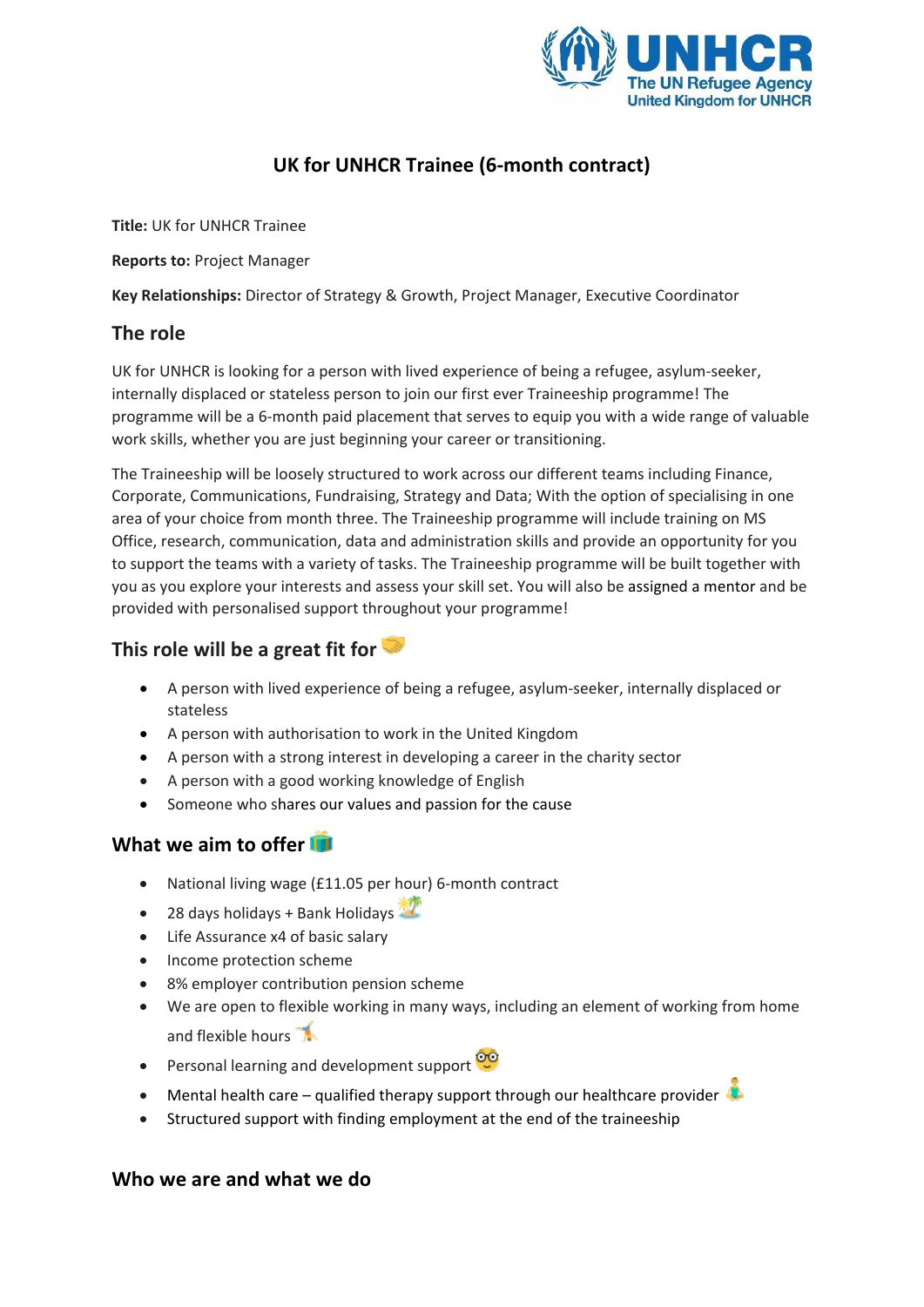# UK for UNHCR Trainee (6-month contract)

**Title:** UK for UNHCR Trainee

**Reports to:** Project Manager

**Key Relationships:** Director of Strategy & Growth, Project Manager, Executive Coordinator

## The role

UK for UNHCR is looking for a person with lived experience of being a refugee, asylum-seeker, internally displaced or stateless person to join our first ever Traineeship programme! The programme will be a 6-month paid placement that serves to equip you with a wide range of valuable work skills, whether you are just beginning your career or transitioning.

The Traineeship will be loosely structured to work across our different teams including Finance, Corporate, Communications, Fundraising, Strategy and Data; With the option of specialising in one area of your choice from month three. The Traineeship programme will include training on MS Office, research, communication, data and administration skills and provide an opportunity for you to support the teams with a variety of tasks. The Traineeship programme will be built together with you as you explore your interests and assess your skill set. You will also be assigned a mentor and be provided with personalised support throughout your programme!

## This role will be a great fit for 🤝

- A person with lived experience of being a refugee, asylum-seeker, internally displaced or stateless
- A person with authorisation to work in the United Kingdom
- A person with a strong interest in developing a career in the charity sector
- A person with a good working knowledge of English
- Someone who shares our values and passion for the cause

## What we aim to offer 🎁

- National living wage (£11.05 per hour) 6-month contract
- 28 days holidays + Bank Holidays 🏝️
- Life Assurance x4 of basic salary
- Income protection scheme
- 8% employer contribution pension scheme
- We are open to flexible working in many ways, including an element of working from home and flexible hours 🤸
- Personal learning and development support 🤓
- Mental health care – qualified therapy support through our healthcare provider 🧘
- Structured support with finding employment at the end of the traineeship

## Who we are and what we do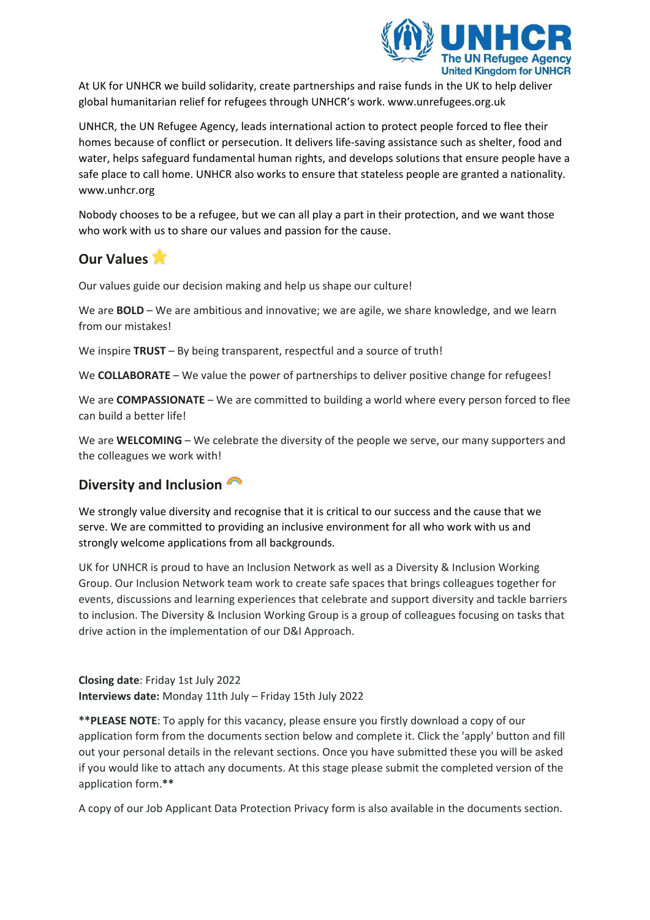At UK for UNHCR we build solidarity, create partnerships and raise funds in the UK to help deliver global humanitarian relief for refugees through UNHCR's work. www.unrefugees.org.uk

UNHCR, the UN Refugee Agency, leads international action to protect people forced to flee their homes because of conflict or persecution. It delivers life-saving assistance such as shelter, food and water, helps safeguard fundamental human rights, and develops solutions that ensure people have a safe place to call home. UNHCR also works to ensure that stateless people are granted a nationality. www.unhcr.org

Nobody chooses to be a refugee, but we can all play a part in their protection, and we want those who work with us to share our values and passion for the cause.

## Our Values ⭐

Our values guide our decision making and help us shape our culture!

We are **BOLD** – We are ambitious and innovative; we are agile, we share knowledge, and we learn from our mistakes!

We inspire **TRUST** – By being transparent, respectful and a source of truth!

We **COLLABORATE** – We value the power of partnerships to deliver positive change for refugees!

We are **COMPASSIONATE** – We are committed to building a world where every person forced to flee can build a better life!

We are **WELCOMING** – We celebrate the diversity of the people we serve, our many supporters and the colleagues we work with!

## Diversity and Inclusion 🌈

We strongly value diversity and recognise that it is critical to our success and the cause that we serve. We are committed to providing an inclusive environment for all who work with us and strongly welcome applications from all backgrounds.

UK for UNHCR is proud to have an Inclusion Network as well as a Diversity & Inclusion Working Group. Our Inclusion Network team work to create safe spaces that brings colleagues together for events, discussions and learning experiences that celebrate and support diversity and tackle barriers to inclusion. The Diversity & Inclusion Working Group is a group of colleagues focusing on tasks that drive action in the implementation of our D&I Approach.

**Closing date**: Friday 1st July 2022
**Interviews date:** Monday 11th July – Friday 15th July 2022

****PLEASE NOTE**: To apply for this vacancy, please ensure you firstly download a copy of our application form from the documents section below and complete it. Click the 'apply' button and fill out your personal details in the relevant sections. Once you have submitted these you will be asked if you would like to attach any documents. At this stage please submit the completed version of the application form.****

A copy of our Job Applicant Data Protection Privacy form is also available in the documents section.